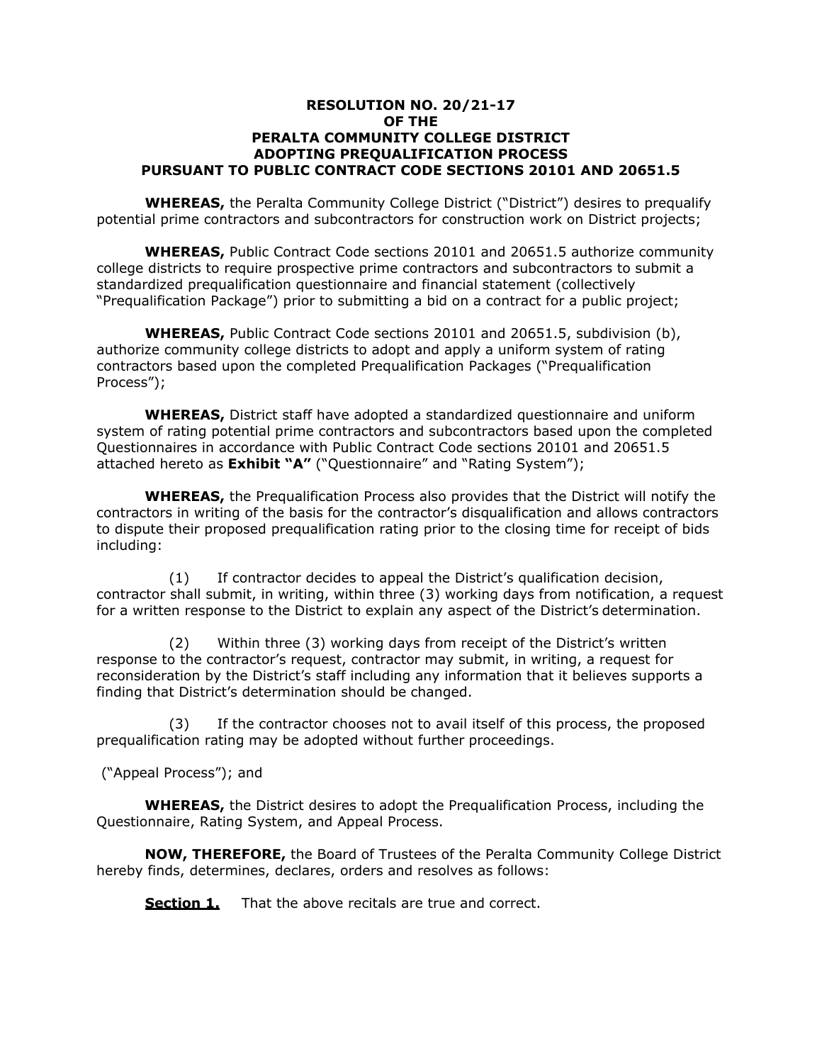# RESOLUTION NO. 20/21-17
## OF THE
## PERALTA COMMUNITY COLLEGE DISTRICT
## ADOPTING PREQUALIFICATION PROCESS
## PURSUANT TO PUBLIC CONTRACT CODE SECTIONS 20101 AND 20651.5

**WHEREAS,** the Peralta Community College District ("District") desires to prequalify potential prime contractors and subcontractors for construction work on District projects;

**WHEREAS,** Public Contract Code sections 20101 and 20651.5 authorize community college districts to require prospective prime contractors and subcontractors to submit a standardized prequalification questionnaire and financial statement (collectively "Prequalification Package") prior to submitting a bid on a contract for a public project;

**WHEREAS,** Public Contract Code sections 20101 and 20651.5, subdivision (b), authorize community college districts to adopt and apply a uniform system of rating contractors based upon the completed Prequalification Packages ("Prequalification Process");

**WHEREAS,** District staff have adopted a standardized questionnaire and uniform system of rating potential prime contractors and subcontractors based upon the completed Questionnaires in accordance with Public Contract Code sections 20101 and 20651.5 attached hereto as **Exhibit "A"** ("Questionnaire" and "Rating System");

**WHEREAS,** the Prequalification Process also provides that the District will notify the contractors in writing of the basis for the contractor's disqualification and allows contractors to dispute their proposed prequalification rating prior to the closing time for receipt of bids including:

(1) If contractor decides to appeal the District's qualification decision, contractor shall submit, in writing, within three (3) working days from notification, a request for a written response to the District to explain any aspect of the District's determination.

(2) Within three (3) working days from receipt of the District's written response to the contractor's request, contractor may submit, in writing, a request for reconsideration by the District's staff including any information that it believes supports a finding that District's determination should be changed.

(3) If the contractor chooses not to avail itself of this process, the proposed prequalification rating may be adopted without further proceedings.

("Appeal Process"); and

**WHEREAS,** the District desires to adopt the Prequalification Process, including the Questionnaire, Rating System, and Appeal Process.

**NOW, THEREFORE,** the Board of Trustees of the Peralta Community College District hereby finds, determines, declares, orders and resolves as follows:

**Section 1.** That the above recitals are true and correct.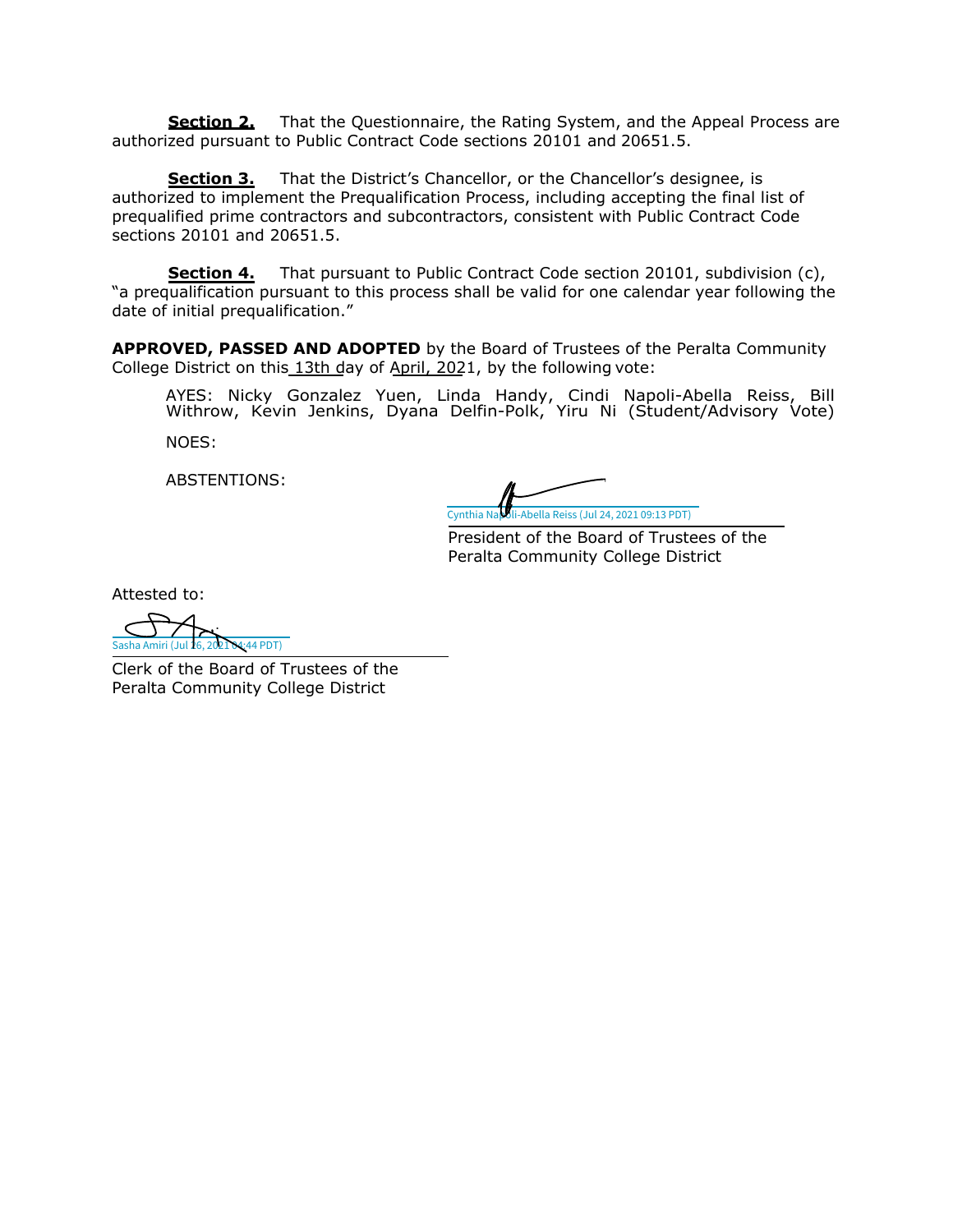**Section 2.** That the Questionnaire, the Rating System, and the Appeal Process are authorized pursuant to Public Contract Code sections 20101 and 20651.5.

**Section 3.** That the District's Chancellor, or the Chancellor's designee, is authorized to implement the Prequalification Process, including accepting the final list of prequalified prime contractors and subcontractors, consistent with Public Contract Code sections 20101 and 20651.5.

**Section 4.** That pursuant to Public Contract Code section 20101, subdivision (c), "a prequalification pursuant to this process shall be valid for one calendar year following the date of initial prequalification."

**APPROVED, PASSED AND ADOPTED** by the Board of Trustees of the Peralta Community College District on this 13th day of April, 2021, by the following vote:

AYES: Nicky Gonzalez Yuen, Linda Handy, Cindi Napoli-Abella Reiss, Bill Withrow, Kevin Jenkins, Dyana Delfin-Polk, Yiru Ni (Student/Advisory Vote)

NOES:

ABSTENTIONS:

Cynthia Napoli-Abella Reiss (Jul 24, 2021 09:13 PDT)

President of the Board of Trustees of the Peralta Community College District

Attested to:

Sasha Amiri (Jul 26, 2021 04:44 PDT)

Clerk of the Board of Trustees of the Peralta Community College District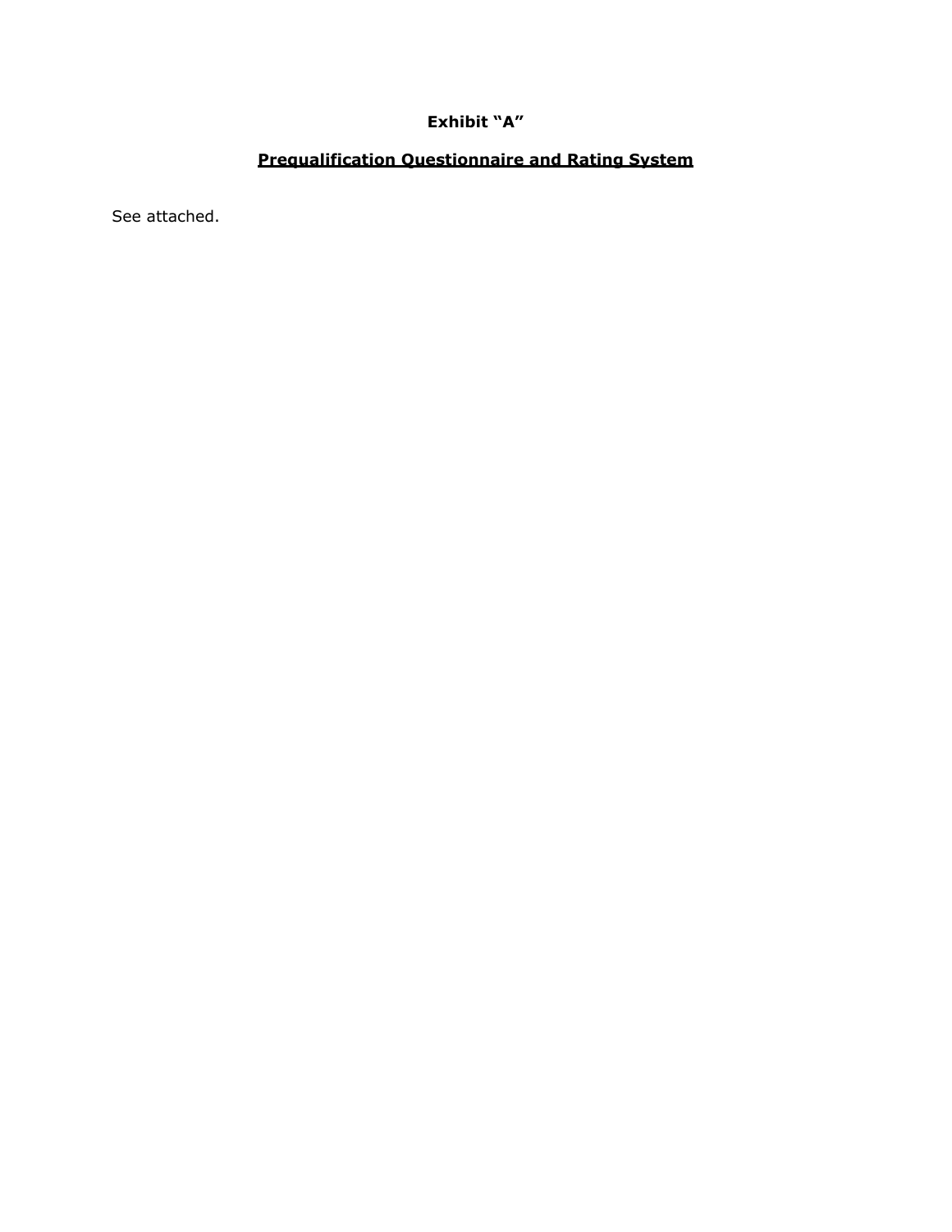**Exhibit "A"**

**<u>Prequalification Questionnaire and Rating System</u>**

See attached.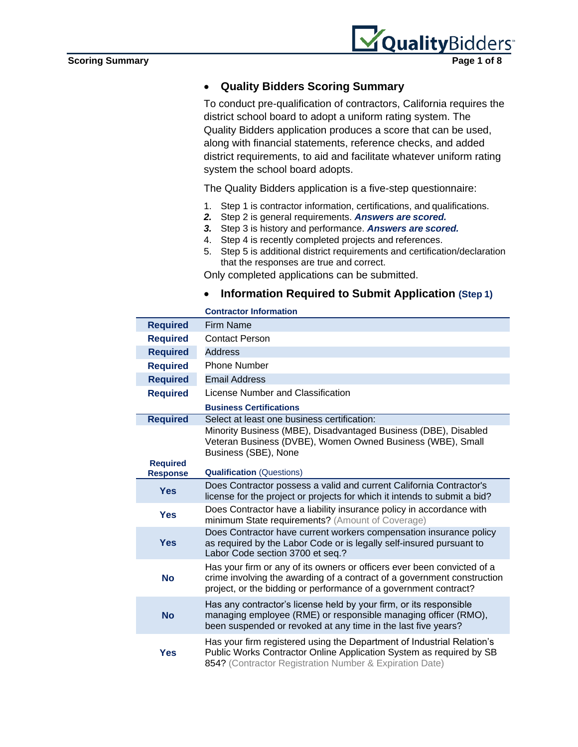## Quality Bidders Scoring Summary

To conduct pre-qualification of contractors, California requires the district school board to adopt a uniform rating system. The Quality Bidders application produces a score that can be used, along with financial statements, reference checks, and added district requirements, to aid and facilitate whatever uniform rating system the school board adopts.

The Quality Bidders application is a five-step questionnaire:

1. Step 1 is contractor information, certifications, and qualifications.
2. Step 2 is general requirements. ***Answers are scored.***
3. Step 3 is history and performance. ***Answers are scored.***
4. Step 4 is recently completed projects and references.
5. Step 5 is additional district requirements and certification/declaration that the responses are true and correct.

Only completed applications can be submitted.

## Information Required to Submit Application (Step 1)

| | **Contractor Information** |
|---|---|
| **Required** | Firm Name |
| **Required** | Contact Person |
| **Required** | Address |
| **Required** | Phone Number |
| **Required** | Email Address |
| **Required** | License Number and Classification |
| | **Business Certifications** |
| **Required** | Select at least one business certification: Minority Business (MBE), Disadvantaged Business (DBE), Disabled Veteran Business (DVBE), Women Owned Business (WBE), Small Business (SBE), None |
| **Required Response** | **Qualification** (Questions) |
| **Yes** | Does Contractor possess a valid and current California Contractor's license for the project or projects for which it intends to submit a bid? |
| **Yes** | Does Contractor have a liability insurance policy in accordance with minimum State requirements? (Amount of Coverage) |
| **Yes** | Does Contractor have current workers compensation insurance policy as required by the Labor Code or is legally self-insured pursuant to Labor Code section 3700 et seq.? |
| **No** | Has your firm or any of its owners or officers ever been convicted of a crime involving the awarding of a contract of a government construction project, or the bidding or performance of a government contract? |
| **No** | Has any contractor's license held by your firm, or its responsible managing employee (RME) or responsible managing officer (RMO), been suspended or revoked at any time in the last five years? |
| **Yes** | Has your firm registered using the Department of Industrial Relation's Public Works Contractor Online Application System as required by SB 854? (Contractor Registration Number & Expiration Date) |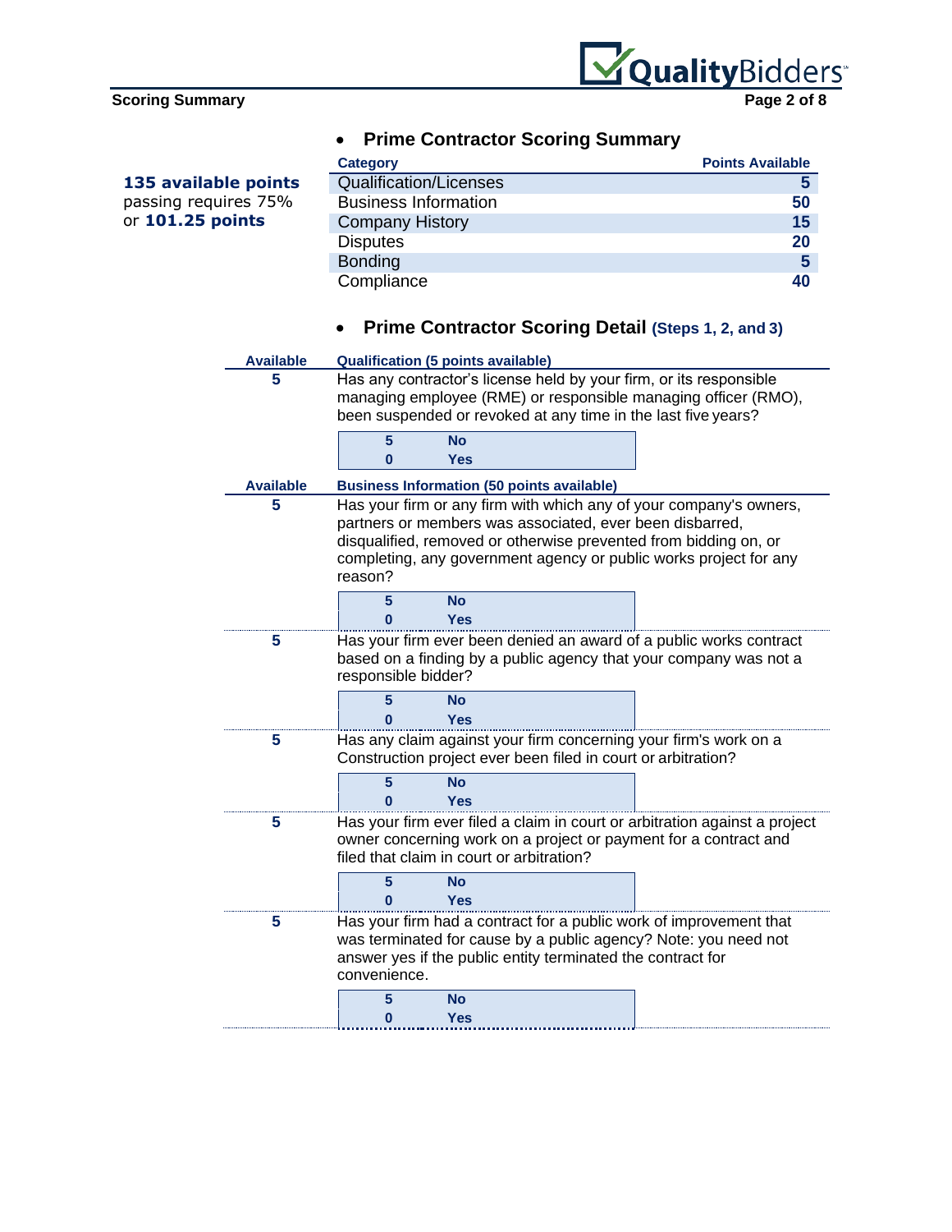## Scoring Summary

- **Prime Contractor Scoring Summary**

**135 available points** passing requires 75% or **101.25 points**

| Category | Points Available |
|---|---|
| Qualification/Licenses | 5 |
| Business Information | 50 |
| Company History | 15 |
| Disputes | 20 |
| Bonding | 5 |
| Compliance | 40 |

- **Prime Contractor Scoring Detail (Steps 1, 2, and 3)**

| Available | Qualification (5 points available) |
|---|---|
| 5 | Has any contractor's license held by your firm, or its responsible managing employee (RME) or responsible managing officer (RMO), been suspended or revoked at any time in the last five years? |

| Points | Answer |
|---|---|
| 5 | No |
| 0 | Yes |

| Available | Business Information (50 points available) |
|---|---|
| 5 | Has your firm or any firm with which any of your company's owners, partners or members was associated, ever been disbarred, disqualified, removed or otherwise prevented from bidding on, or completing, any government agency or public works project for any reason? |

| Points | Answer |
|---|---|
| 5 | No |
| 0 | Yes |

| Available | Question |
|---|---|
| 5 | Has your firm ever been denied an award of a public works contract based on a finding by a public agency that your company was not a responsible bidder? |

| Points | Answer |
|---|---|
| 5 | No |
| 0 | Yes |

| Available | Question |
|---|---|
| 5 | Has any claim against your firm concerning your firm's work on a Construction project ever been filed in court or arbitration? |

| Points | Answer |
|---|---|
| 5 | No |
| 0 | Yes |

| Available | Question |
|---|---|
| 5 | Has your firm ever filed a claim in court or arbitration against a project owner concerning work on a project or payment for a contract and filed that claim in court or arbitration? |

| Points | Answer |
|---|---|
| 5 | No |
| 0 | Yes |

| Available | Question |
|---|---|
| 5 | Has your firm had a contract for a public work of improvement that was terminated for cause by a public agency? Note: you need not answer yes if the public entity terminated the contract for convenience. |

| Points | Answer |
|---|---|
| 5 | No |
| 0 | Yes |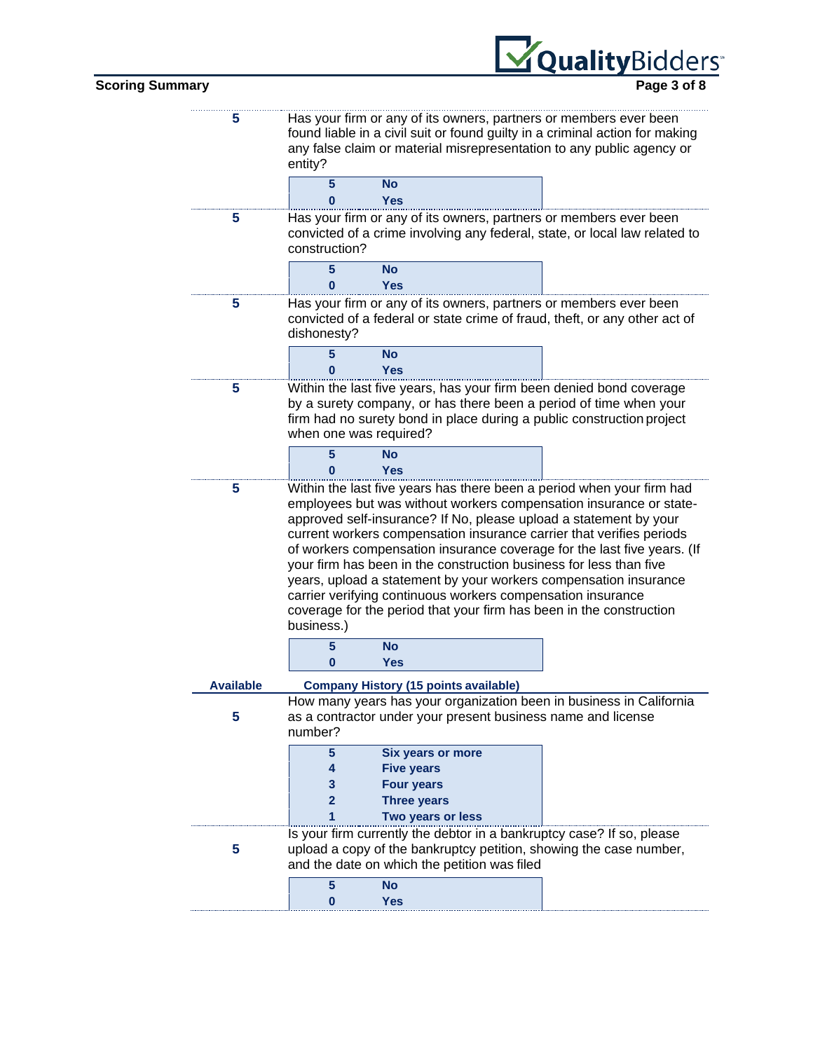**5** Has your firm or any of its owners, partners or members ever been found liable in a civil suit or found guilty in a criminal action for making any false claim or material misrepresentation to any public agency or entity?

| | |
|---|---|
| 5 | No |
| 0 | Yes |

**5** Has your firm or any of its owners, partners or members ever been convicted of a crime involving any federal, state, or local law related to construction?

| | |
|---|---|
| 5 | No |
| 0 | Yes |

**5** Has your firm or any of its owners, partners or members ever been convicted of a federal or state crime of fraud, theft, or any other act of dishonesty?

| | |
|---|---|
| 5 | No |
| 0 | Yes |

**5** Within the last five years, has your firm been denied bond coverage by a surety company, or has there been a period of time when your firm had no surety bond in place during a public construction project when one was required?

| | |
|---|---|
| 5 | No |
| 0 | Yes |

**5** Within the last five years has there been a period when your firm had employees but was without workers compensation insurance or state-approved self-insurance? If No, please upload a statement by your current workers compensation insurance carrier that verifies periods of workers compensation insurance coverage for the last five years. (If your firm has been in the construction business for less than five years, upload a statement by your workers compensation insurance carrier verifying continuous workers compensation insurance coverage for the period that your firm has been in the construction business.)

| | |
|---|---|
| 5 | No |
| 0 | Yes |

## Available — Company History (15 points available)

**5** How many years has your organization been in business in California as a contractor under your present business name and license number?

| | |
|---|---|
| 5 | Six years or more |
| 4 | Five years |
| 3 | Four years |
| 2 | Three years |
| 1 | Two years or less |

**5** Is your firm currently the debtor in a bankruptcy case? If so, please upload a copy of the bankruptcy petition, showing the case number, and the date on which the petition was filed

| | |
|---|---|
| 5 | No |
| 0 | Yes |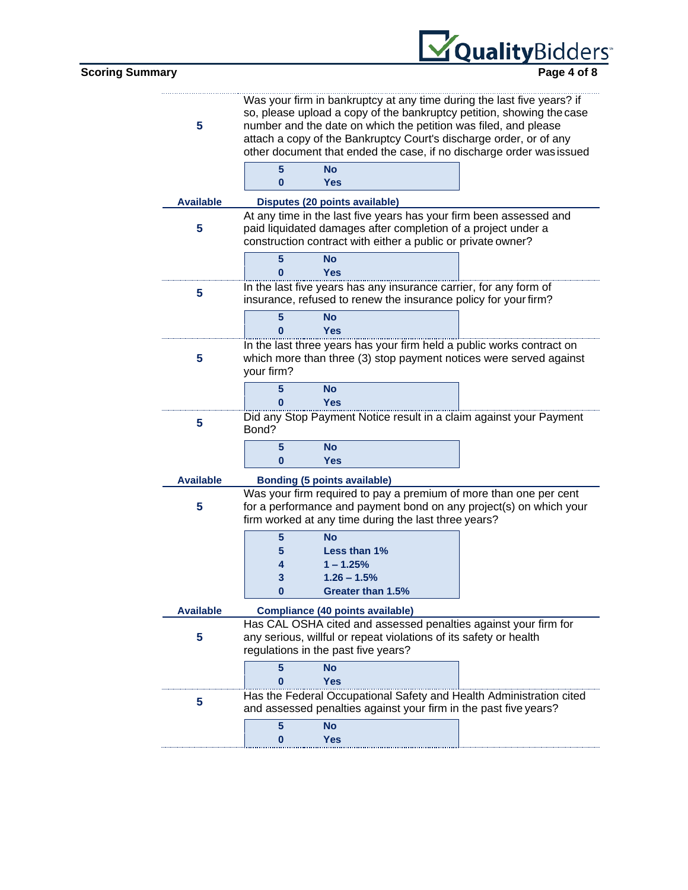| | |
|---|---|
| **5** | Was your firm in bankruptcy at any time during the last five years? if so, please upload a copy of the bankruptcy petition, showing the case number and the date on which the petition was filed, and please attach a copy of the Bankruptcy Court's discharge order, or of any other document that ended the case, if no discharge order was issued |

| | |
|---|---|
| **5** | **No** |
| **0** | **Yes** |

| Available | Disputes (20 points available) |
|---|---|
| **5** | At any time in the last five years has your firm been assessed and paid liquidated damages after completion of a project under a construction contract with either a public or private owner? |

| | |
|---|---|
| **5** | **No** |
| **0** | **Yes** |

| | |
|---|---|
| **5** | In the last five years has any insurance carrier, for any form of insurance, refused to renew the insurance policy for your firm? |

| | |
|---|---|
| **5** | **No** |
| **0** | **Yes** |

| | |
|---|---|
| **5** | In the last three years has your firm held a public works contract on which more than three (3) stop payment notices were served against your firm? |

| | |
|---|---|
| **5** | **No** |
| **0** | **Yes** |

| | |
|---|---|
| **5** | Did any Stop Payment Notice result in a claim against your Payment Bond? |

| | |
|---|---|
| **5** | **No** |
| **0** | **Yes** |

| Available | Bonding (5 points available) |
|---|---|
| **5** | Was your firm required to pay a premium of more than one per cent for a performance and payment bond on any project(s) on which your firm worked at any time during the last three years? |

| | |
|---|---|
| **5** | **No** |
| **5** | **Less than 1%** |
| **4** | **1 – 1.25%** |
| **3** | **1.26 – 1.5%** |
| **0** | **Greater than 1.5%** |

| Available | Compliance (40 points available) |
|---|---|
| **5** | Has CAL OSHA cited and assessed penalties against your firm for any serious, willful or repeat violations of its safety or health regulations in the past five years? |

| | |
|---|---|
| **5** | **No** |
| **0** | **Yes** |

| | |
|---|---|
| **5** | Has the Federal Occupational Safety and Health Administration cited and assessed penalties against your firm in the past five years? |

| | |
|---|---|
| **5** | **No** |
| **0** | **Yes** |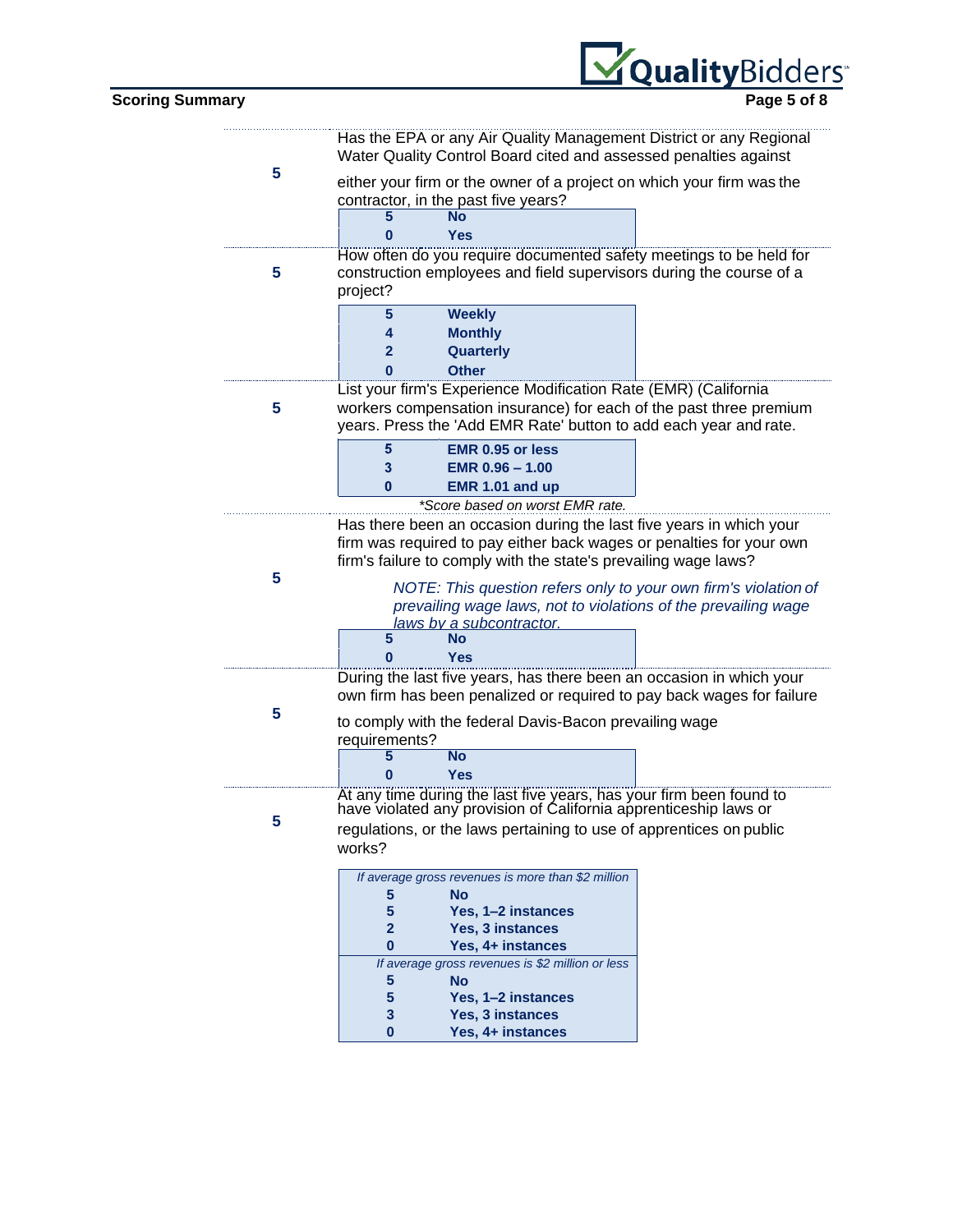**5**

Has the EPA or any Air Quality Management District or any Regional Water Quality Control Board cited and assessed penalties against either your firm or the owner of a project on which your firm was the contractor, in the past five years?

| Score | Answer |
|---|---|
| 5 | **No** |
| 0 | **Yes** |

---

**5**

How often do you require documented safety meetings to be held for construction employees and field supervisors during the course of a project?

| Score | Answer |
|---|---|
| 5 | **Weekly** |
| 4 | **Monthly** |
| 2 | **Quarterly** |
| 0 | **Other** |

---

**5**

List your firm's Experience Modification Rate (EMR) (California workers compensation insurance) for each of the past three premium years. Press the 'Add EMR Rate' button to add each year and rate.

| Score | Answer |
|---|---|
| 5 | **EMR 0.95 or less** |
| 3 | **EMR 0.96 – 1.00** |
| 0 | **EMR 1.01 and up** |

*\*Score based on worst EMR rate.*

---

**5**

Has there been an occasion during the last five years in which your firm was required to pay either back wages or penalties for your own firm's failure to comply with the state's prevailing wage laws?

*NOTE: This question refers only to your own firm's violation of prevailing wage laws, not to violations of the prevailing wage laws by a subcontractor.*

| Score | Answer |
|---|---|
| 5 | **No** |
| 0 | **Yes** |

---

**5**

During the last five years, has there been an occasion in which your own firm has been penalized or required to pay back wages for failure to comply with the federal Davis-Bacon prevailing wage requirements?

| Score | Answer |
|---|---|
| 5 | **No** |
| 0 | **Yes** |

---

**5**

At any time during the last five years, has your firm been found to have violated any provision of California apprenticeship laws or regulations, or the laws pertaining to use of apprentices on public works?

| Score | Answer |
|---|---|
| *If average gross revenues is more than $2 million* | |
| 5 | **No** |
| 5 | **Yes, 1–2 instances** |
| 2 | **Yes, 3 instances** |
| 0 | **Yes, 4+ instances** |
| *If average gross revenues is $2 million or less* | |
| 5 | **No** |
| 5 | **Yes, 1–2 instances** |
| 3 | **Yes, 3 instances** |
| 0 | **Yes, 4+ instances** |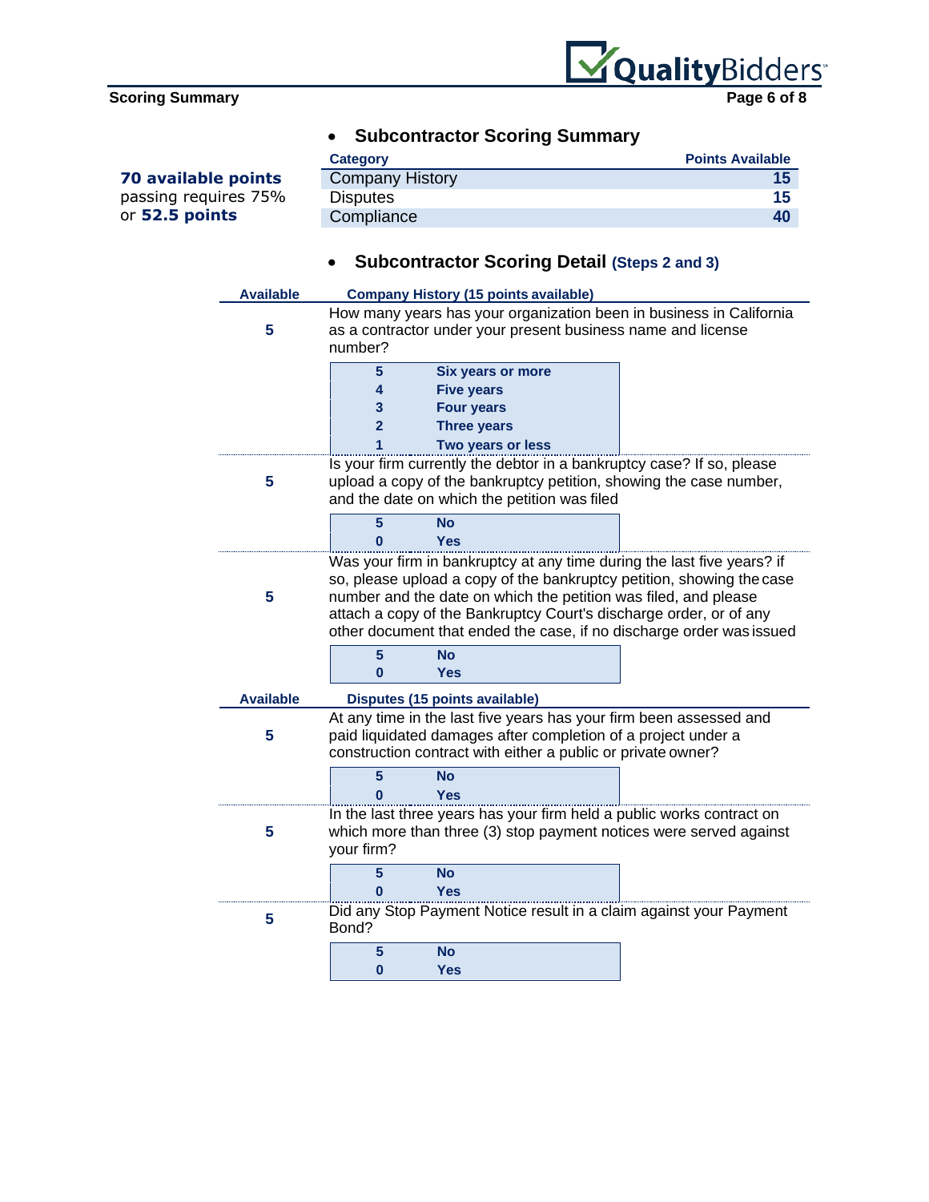## Scoring Summary

- **Subcontractor Scoring Summary**

**70 available points**
passing requires 75%
or **52.5 points**

| Category | Points Available |
|---|---|
| Company History | 15 |
| Disputes | 15 |
| Compliance | 40 |

- **Subcontractor Scoring Detail (Steps 2 and 3)**

| Available | Company History (15 points available) |
|---|---|
| 5 | How many years has your organization been in business in California as a contractor under your present business name and license number? |
| | **5** — **Six years or more**<br>**4** — **Five years**<br>**3** — **Four years**<br>**2** — **Three years**<br>**1** — **Two years or less** |
| 5 | Is your firm currently the debtor in a bankruptcy case? If so, please upload a copy of the bankruptcy petition, showing the case number, and the date on which the petition was filed |
| | **5** — **No**<br>**0** — **Yes** |
| 5 | Was your firm in bankruptcy at any time during the last five years? if so, please upload a copy of the bankruptcy petition, showing the case number and the date on which the petition was filed, and please attach a copy of the Bankruptcy Court's discharge order, or of any other document that ended the case, if no discharge order was issued |
| | **5** — **No**<br>**0** — **Yes** |

| Available | Disputes (15 points available) |
|---|---|
| 5 | At any time in the last five years has your firm been assessed and paid liquidated damages after completion of a project under a construction contract with either a public or private owner? |
| | **5** — **No**<br>**0** — **Yes** |
| 5 | In the last three years has your firm held a public works contract on which more than three (3) stop payment notices were served against your firm? |
| | **5** — **No**<br>**0** — **Yes** |
| 5 | Did any Stop Payment Notice result in a claim against your Payment Bond? |
| | **5** — **No**<br>**0** — **Yes** |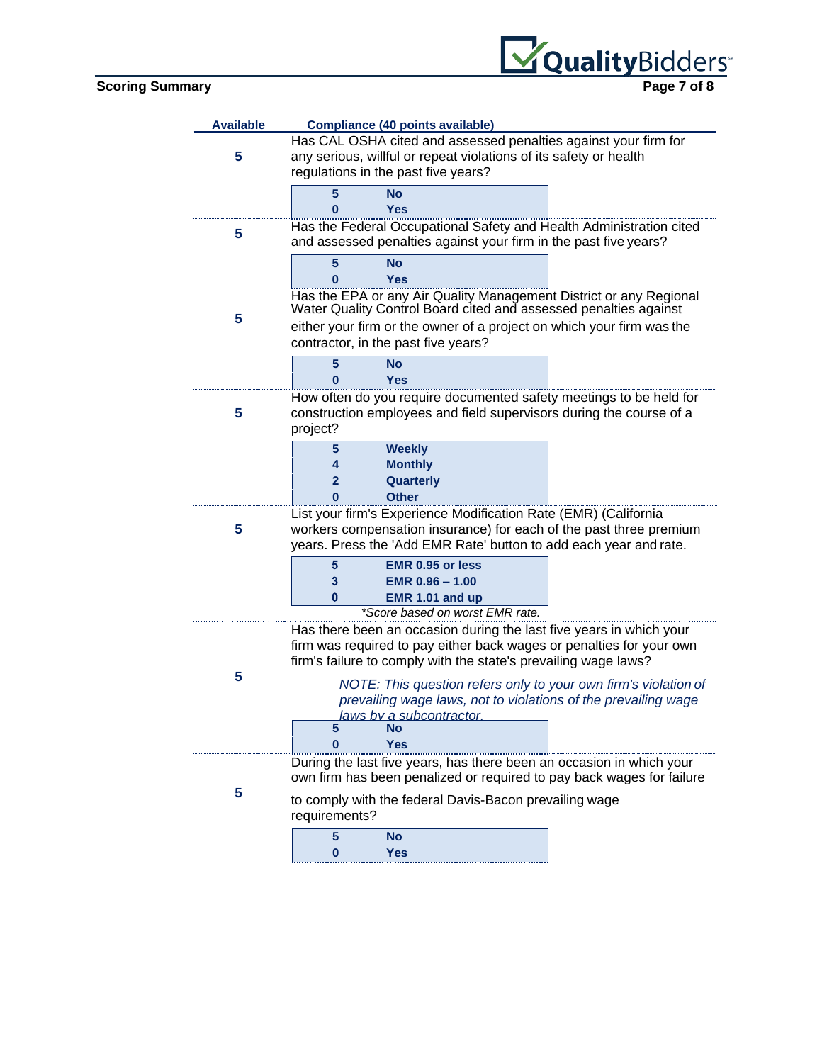**Scoring Summary**

| Available | Compliance (40 points available) |
|---|---|
| 5 | Has CAL OSHA cited and assessed penalties against your firm for any serious, willful or repeat violations of its safety or health regulations in the past five years? |
| | **5** — **No**<br>**0** — **Yes** |
| 5 | Has the Federal Occupational Safety and Health Administration cited and assessed penalties against your firm in the past five years? |
| | **5** — **No**<br>**0** — **Yes** |
| 5 | Has the EPA or any Air Quality Management District or any Regional Water Quality Control Board cited and assessed penalties against either your firm or the owner of a project on which your firm was the contractor, in the past five years? |
| | **5** — **No**<br>**0** — **Yes** |
| 5 | How often do you require documented safety meetings to be held for construction employees and field supervisors during the course of a project? |
| | **5** — **Weekly**<br>**4** — **Monthly**<br>**2** — **Quarterly**<br>**0** — **Other** |
| 5 | List your firm's Experience Modification Rate (EMR) (California workers compensation insurance) for each of the past three premium years. Press the 'Add EMR Rate' button to add each year and rate. |
| | **5** — **EMR 0.95 or less**<br>**3** — **EMR 0.96 – 1.00**<br>**0** — **EMR 1.01 and up**<br>*\*Score based on worst EMR rate.* |
| 5 | Has there been an occasion during the last five years in which your firm was required to pay either back wages or penalties for your own firm's failure to comply with the state's prevailing wage laws?<br>*NOTE: This question refers only to your own firm's violation of prevailing wage laws, not to violations of the prevailing wage laws by a subcontractor.* |
| | **5** — **No**<br>**0** — **Yes** |
| 5 | During the last five years, has there been an occasion in which your own firm has been penalized or required to pay back wages for failure to comply with the federal Davis-Bacon prevailing wage requirements? |
| | **5** — **No**<br>**0** — **Yes** |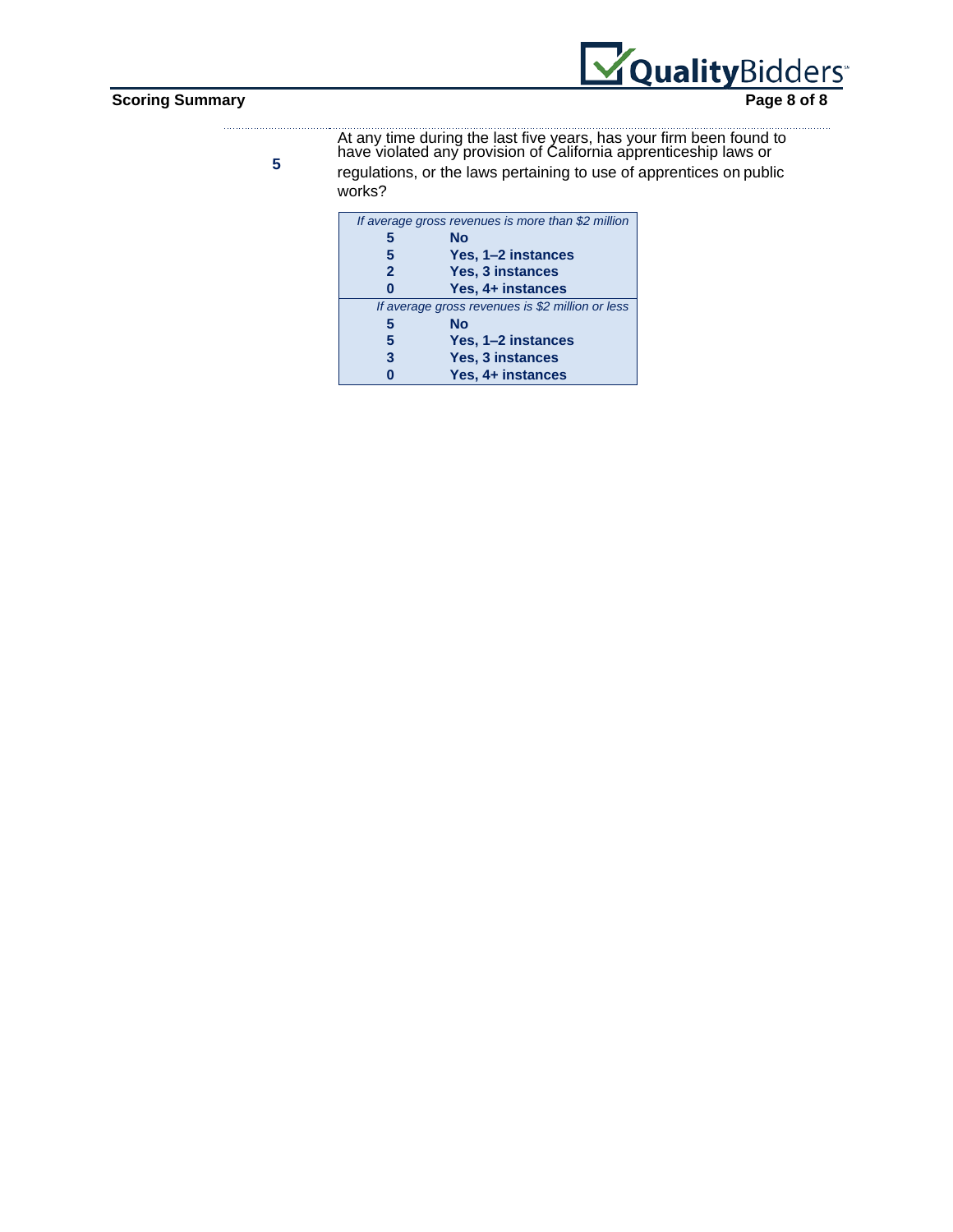| | |
|---|---|
| **5** | At any time during the last five years, has your firm been found to have violated any provision of California apprenticeship laws or regulations, or the laws pertaining to use of apprentices on public works? |

| *If average gross revenues is more than $2 million* | |
|---|---|
| **5** | **No** |
| **5** | **Yes, 1–2 instances** |
| **2** | **Yes, 3 instances** |
| **0** | **Yes, 4+ instances** |
| *If average gross revenues is $2 million or less* | |
| **5** | **No** |
| **5** | **Yes, 1–2 instances** |
| **3** | **Yes, 3 instances** |
| **0** | **Yes, 4+ instances** |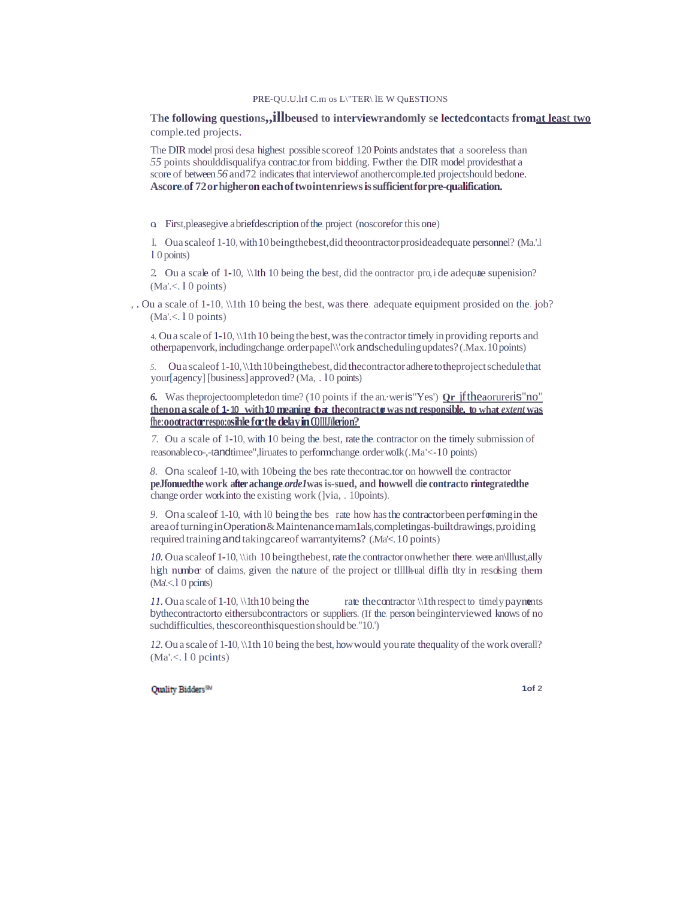PRE-QUALIFICATION INTERVIEW QUESTIONS

**The following questions will be used to interview randomly selected contacts from at least two** completed projects.

The DIR model provides a highest possible score of 120 Points and states that a score less than *55* points should disqualify a contractor from bidding. Further the DIR model provides that a score of between *56* and 72 indicates that interview of another completed project should be done. **A score of 72 or higher on each of two interviews is sufficient for pre-qualification.**

a. First, please give a brief description of the project (no score for this one)

1. On a scale of 1-10, with 10 being the best, did the contractor provide adequate personnel? (Max. 10 points)

2. On a scale of 1-10, with 10 being the best, did the contractor provide adequate supervision? (Max. 10 points)

3. On a scale of 1-10, with 10 being the best, was there adequate equipment provided on the job? (Max. 10 points)

4. On a scale of 1-10, with 10 being the best, was the contractor timely in providing reports and other paperwork, including change order paperwork and scheduling updates? (Max. 10 points)

5. On a scale of 1-10, with 10 being the best, did the contractor adhere to the project schedule that your [agency] [business] approved? (Max. 10 points)

*6.* Was the project completed on time? (10 points if the answer is "Yes") **Or if the answer is "no" then on a scale of 1-10 with 10 meaning that the contractor was not responsible, to what *extent* was the contractor responsible for the delay in completion?**

*7.* On a scale of 1-10, with 10 being the best, rate the contractor on the timely submission of reasonable cost and time estimates to perform change order work (Max. 10 points)

*8.* On a scale of 1-10, with 10 being the best rate the contractor on how well the contractor **performed the work after a change *order* was issued, and how well the contractor integrated the** change order work into the existing work (Max. 10 points).

*9.* On a scale of 1-10, with 10 being the best rate how has the contractor been performing in the area of turning in Operation & Maintenance manuals, completing as-built drawings, providing required training and taking care of warranty items? (Max. 10 points)

*10.* On a scale of 1-10, with 10 being the best, rate the contractor on whether there were an unusually high number of claims, given the nature of the project or unusual difficulty in resolving them (Max. 10 points)

*11.* On a scale of 1-10, with 10 being the best rate the contractor with respect to timely payments by the contractor to either subcontractors or suppliers. (If the person being interviewed knows of no such difficulties, the score on this question should be "10.")

*12.* On a scale of 1-10, with 10 being the best, how would you rate the quality of the work overall? (Max. 10 points)

Quality Bidders℠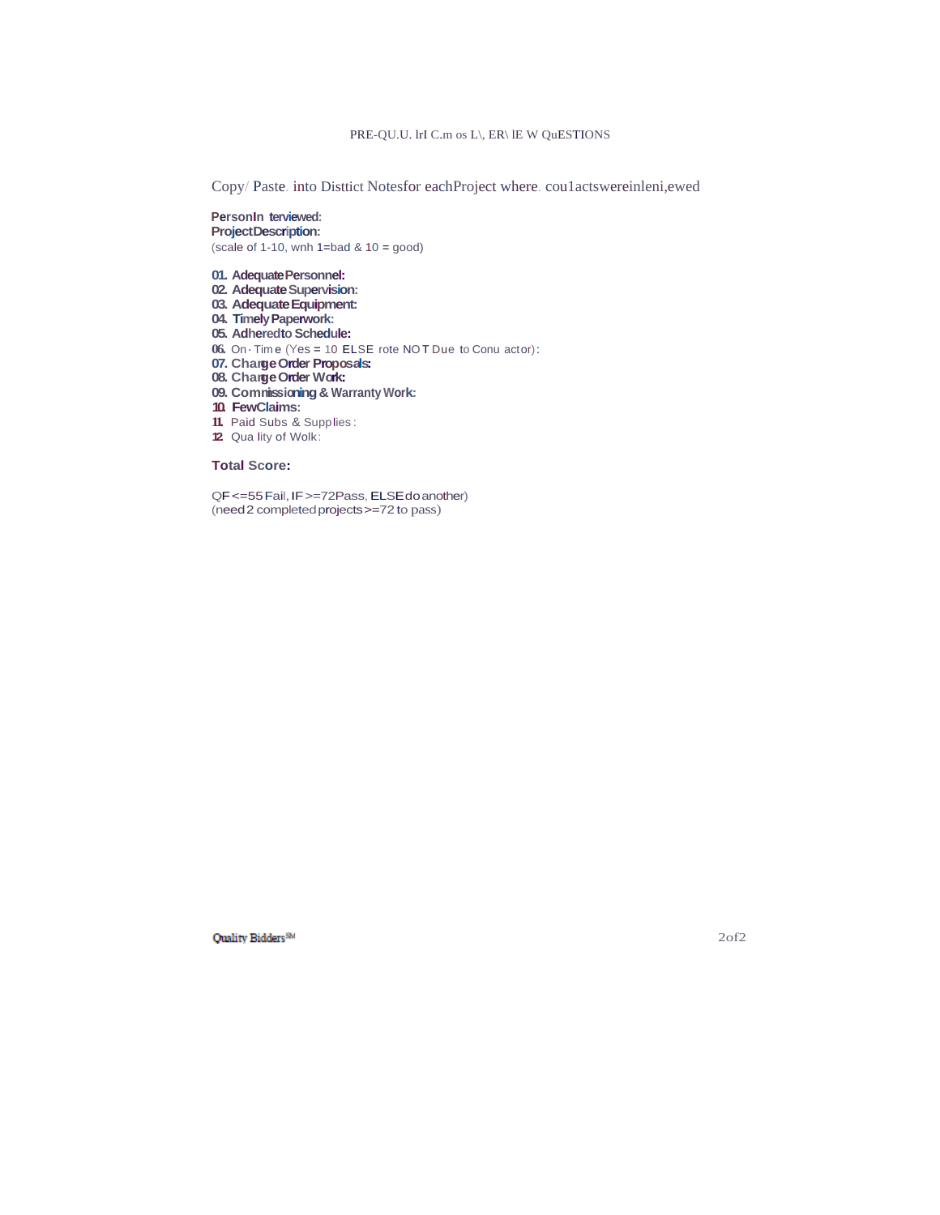# PRE-QU.U. lrI C.m os L\, ER\ lE W QuESTIONS

Copy/ Paste. into Disttict Notesfor eachProject where. cou1actswereinleni,ewed

**PersonIn terviewed:**
**ProjectDescription:**
(scale of 1-10, wnh 1=bad & 10 = good)

**01. AdequatePersonnel:**
**02. Adequate Supervision:**
**03. Adequate Equipment:**
**04. Timely Paperwork:**
**05. Adheredto Schedule:**
**06.** On·Tim e (Yes = 10 ELSE rote NOT Due to Conu actor):
**07. Change Order Proposals:**
**08. Change Order Work:**
**09. Commissioning & Warranty Work:**
**10. FewClaims:**
**11.** Paid Subs & Supplies:
**12.** Qua lity of Wolk:

**Total Score:**

QF<=55Fail, IF>=72Pass, ELSEdoanother)
(need2 completedprojects>=72 to pass)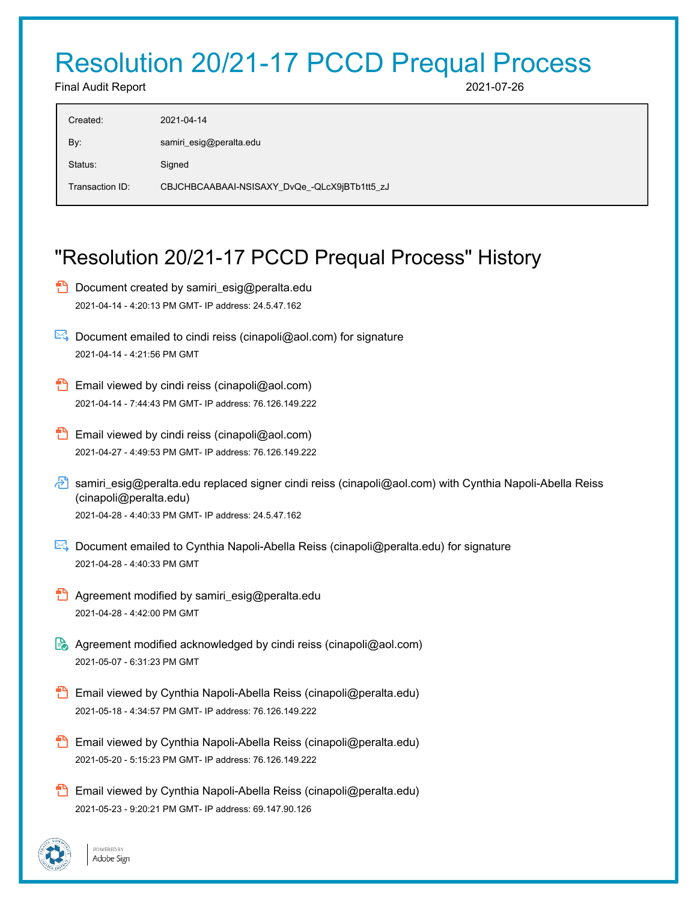# Resolution 20/21-17 PCCD Prequal Process

Final Audit Report 2021-07-26

| | |
|---|---|
| Created: | 2021-04-14 |
| By: | samiri_esig@peralta.edu |
| Status: | Signed |
| Transaction ID: | CBJCHBCAABAAI-NSISAXY_DvQe_-QLcX9jBTb1tt5_zJ |

## "Resolution 20/21-17 PCCD Prequal Process" History

- Document created by samiri_esig@peralta.edu
  2021-04-14 - 4:20:13 PM GMT- IP address: 24.5.47.162

- Document emailed to cindi reiss (cinapoli@aol.com) for signature
  2021-04-14 - 4:21:56 PM GMT

- Email viewed by cindi reiss (cinapoli@aol.com)
  2021-04-14 - 7:44:43 PM GMT- IP address: 76.126.149.222

- Email viewed by cindi reiss (cinapoli@aol.com)
  2021-04-27 - 4:49:53 PM GMT- IP address: 76.126.149.222

- samiri_esig@peralta.edu replaced signer cindi reiss (cinapoli@aol.com) with Cynthia Napoli-Abella Reiss (cinapoli@peralta.edu)
  2021-04-28 - 4:40:33 PM GMT- IP address: 24.5.47.162

- Document emailed to Cynthia Napoli-Abella Reiss (cinapoli@peralta.edu) for signature
  2021-04-28 - 4:40:33 PM GMT

- Agreement modified by samiri_esig@peralta.edu
  2021-04-28 - 4:42:00 PM GMT

- Agreement modified acknowledged by cindi reiss (cinapoli@aol.com)
  2021-05-07 - 6:31:23 PM GMT

- Email viewed by Cynthia Napoli-Abella Reiss (cinapoli@peralta.edu)
  2021-05-18 - 4:34:57 PM GMT- IP address: 76.126.149.222

- Email viewed by Cynthia Napoli-Abella Reiss (cinapoli@peralta.edu)
  2021-05-20 - 5:15:23 PM GMT- IP address: 76.126.149.222

- Email viewed by Cynthia Napoli-Abella Reiss (cinapoli@peralta.edu)
  2021-05-23 - 9:20:21 PM GMT- IP address: 69.147.90.126

POWERED BY Adobe Sign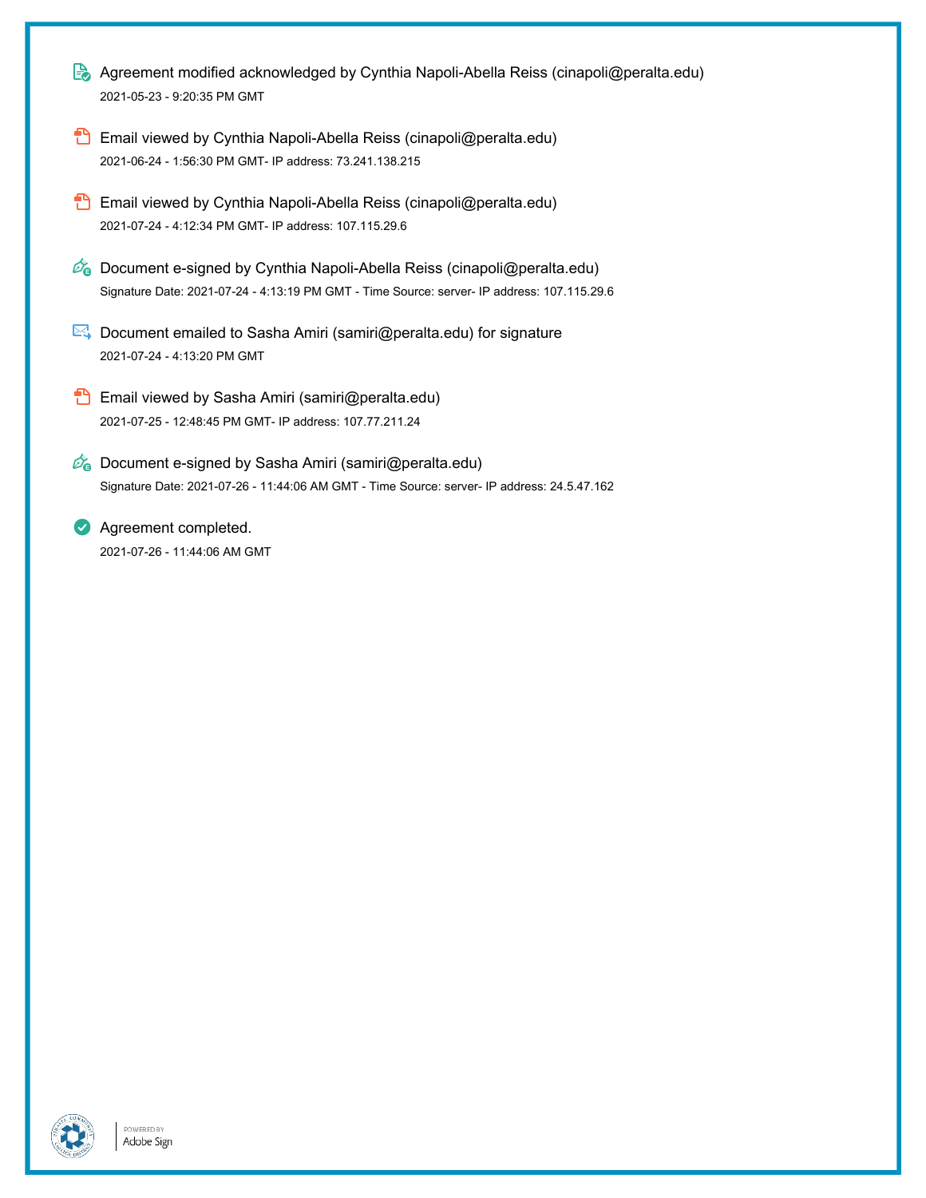Agreement modified acknowledged by Cynthia Napoli-Abella Reiss (cinapoli@peralta.edu)
2021-05-23 - 9:20:35 PM GMT

Email viewed by Cynthia Napoli-Abella Reiss (cinapoli@peralta.edu)
2021-06-24 - 1:56:30 PM GMT- IP address: 73.241.138.215

Email viewed by Cynthia Napoli-Abella Reiss (cinapoli@peralta.edu)
2021-07-24 - 4:12:34 PM GMT- IP address: 107.115.29.6

Document e-signed by Cynthia Napoli-Abella Reiss (cinapoli@peralta.edu)
Signature Date: 2021-07-24 - 4:13:19 PM GMT - Time Source: server- IP address: 107.115.29.6

Document emailed to Sasha Amiri (samiri@peralta.edu) for signature
2021-07-24 - 4:13:20 PM GMT

Email viewed by Sasha Amiri (samiri@peralta.edu)
2021-07-25 - 12:48:45 PM GMT- IP address: 107.77.211.24

Document e-signed by Sasha Amiri (samiri@peralta.edu)
Signature Date: 2021-07-26 - 11:44:06 AM GMT - Time Source: server- IP address: 24.5.47.162

Agreement completed.
2021-07-26 - 11:44:06 AM GMT

POWERED BY
Adobe Sign